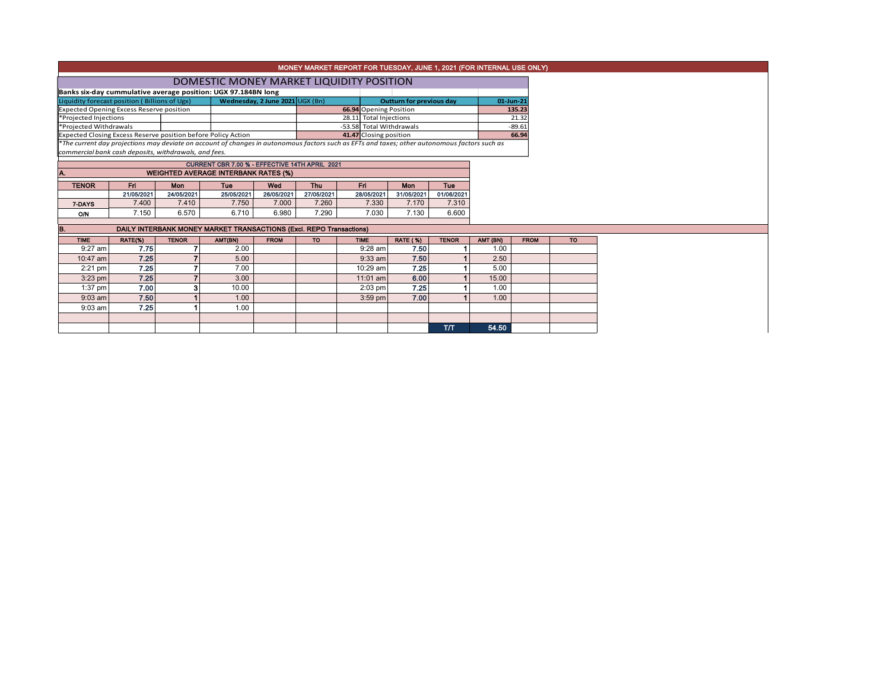# MONEY MARKET REPORT FOR TUESDAY, JUNE 1, 2021 (FOR INTERNAL USE ONLY)

## DOMESTIC MONEY MARKET LIQUIDITY POSITION

**Banks six-day cummulative average position: UGX 97.184BN long**

| Liquidity forecast position ( Billions of Ugx) | Wednesday, 2 June 2021 UGX (Bn) | Outturn for previous day | 01-Jun-21 |
|---|---|---|---|
| Expected Opening Excess Reserve position | 66.94 | Opening Position | 135.23 |
| *Projected Injections | 28.11 | Total Injections | 21.32 |
| *Projected Withdrawals | -53.58 | Total Withdrawals | -89.61 |
| Expected Closing Excess Reserve position before Policy Action | 41.47 | Closing position | 66.94 |

*\*The current day projections may deviate on account of changes in autonomous factors such as EFTs and taxes; other autonomous factors such as commercial bank cash deposits, withdrawals, and fees.*

CURRENT CBR 7.00 % - EFFECTIVE 14TH APRIL 2021

### A. WEIGHTED AVERAGE INTERBANK RATES (%)

| TENOR | Fri | Mon | Tue | Wed | Thu | Fri | Mon | Tue |
|---|---|---|---|---|---|---|---|---|
| | 21/05/2021 | 24/05/2021 | 25/05/2021 | 26/05/2021 | 27/05/2021 | 28/05/2021 | 31/05/2021 | 01/06/2021 |
| 7-DAYS | 7.400 | 7.410 | 7.750 | 7.000 | 7.260 | 7.330 | 7.170 | 7.310 |
| O/N | 7.150 | 6.570 | 6.710 | 6.980 | 7.290 | 7.030 | 7.130 | 6.600 |

### B. DAILY INTERBANK MONEY MARKET TRANSACTIONS (Excl. REPO Transactions)

| TIME | RATE(%) | TENOR | AMT(BN) | FROM | TO | TIME | RATE ( %) | TENOR | AMT (BN) | FROM | TO |
|---|---|---|---|---|---|---|---|---|---|---|---|
| 9:27 am | 7.75 | 7 | 2.00 | | | 9:28 am | 7.50 | 1 | 1.00 | | |
| 10:47 am | 7.25 | 7 | 5.00 | | | 9:33 am | 7.50 | 1 | 2.50 | | |
| 2:21 pm | 7.25 | 7 | 7.00 | | | 10:29 am | 7.25 | 1 | 5.00 | | |
| 3:23 pm | 7.25 | 7 | 3.00 | | | 11:01 am | 6.00 | 1 | 15.00 | | |
| 1:37 pm | 7.00 | 3 | 10.00 | | | 2:03 pm | 7.25 | 1 | 1.00 | | |
| 9:03 am | 7.50 | 1 | 1.00 | | | 3:59 pm | 7.00 | 1 | 1.00 | | |
| 9:03 am | 7.25 | 1 | 1.00 | | | | | | | | |
| | | | | | | | | | | | |
| | | | | | | | | T/T | 54.50 | | |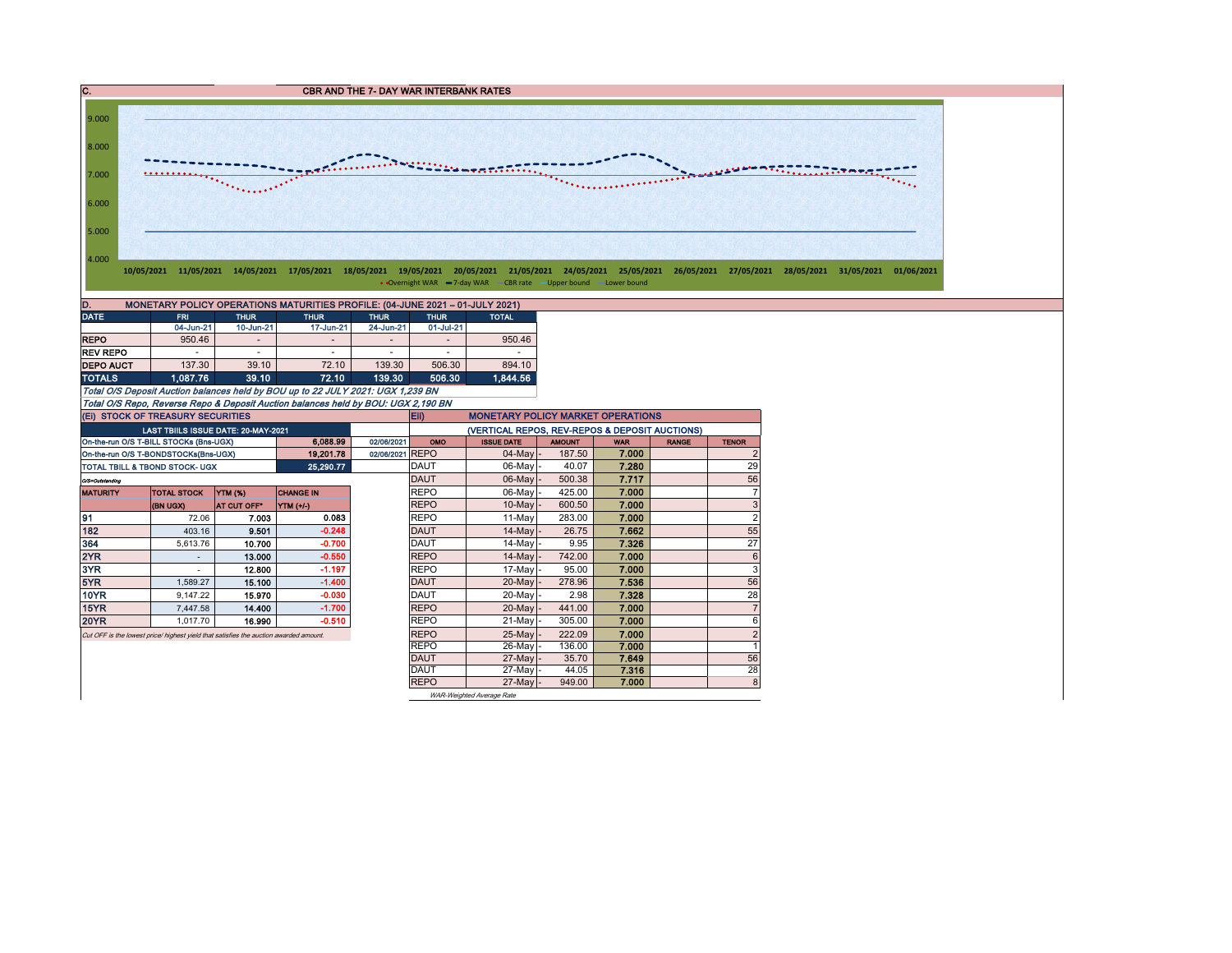## C. CBR AND THE 7- DAY WAR INTERBANK RATES

9.000
8.000
7.000
6.000
5.000
4.000

10/05/2021 11/05/2021 14/05/2021 17/05/2021 18/05/2021 19/05/2021 20/05/2021 21/05/2021 24/05/2021 25/05/2021 26/05/2021 27/05/2021 28/05/2021 31/05/2021 01/06/2021

Overnight WAR | 7-day WAR | CBR rate | Upper bound | Lower bound

## D. MONETARY POLICY OPERATIONS MATURITIES PROFILE: (04-JUNE 2021 – 01-JULY 2021)

| DATE | FRI | THUR | THUR | THUR | THUR | TOTAL |
|---|---|---|---|---|---|---|
| | 04-Jun-21 | 10-Jun-21 | 17-Jun-21 | 24-Jun-21 | 01-Jul-21 | |
| REPO | 950.46 | - | - | - | - | 950.46 |
| REV REPO | - | - | - | - | - | - |
| DEPO AUCT | 137.30 | 39.10 | 72.10 | 139.30 | 506.30 | 894.10 |
| **TOTALS** | **1,087.76** | **39.10** | **72.10** | **139.30** | **506.30** | **1,844.56** |

*Total O/S Deposit Auction balances held by BOU up to 22 JULY 2021: UGX 1,239 BN*

*Total O/S Repo, Reverse Repo & Deposit Auction balances held by BOU: UGX 2,190 BN*

### (Ei) STOCK OF TREASURY SECURITIES

| LAST TBIILS ISSUE DATE: 20-MAY-2021 | | |
|---|---|---|
| On-the-run O/S T-BILL STOCKs (Bns-UGX) | 6,088.99 | 02/06/2021 |
| On-the-run O/S T-BONDSTOCKs(Bns-UGX) | 19,201.78 | 02/06/2021 |
| TOTAL TBILL & TBOND STOCK- UGX | 25,290.77 | |

O/S=Outstanding

| MATURITY | TOTAL STOCK (BN UGX) | YTM (%) AT CUT OFF* | CHANGE IN YTM (+/-) |
|---|---|---|---|
| 91 | 72.06 | 7.003 | 0.083 |
| 182 | 403.16 | 9.501 | -0.248 |
| 364 | 5,613.76 | 10.700 | -0.700 |
| 2YR | - | 13.000 | -0.550 |
| 3YR | - | 12.800 | -1.197 |
| 5YR | 1,589.27 | 15.100 | -1.400 |
| 10YR | 9,147.22 | 15.970 | -0.030 |
| 15YR | 7,447.58 | 14.400 | -1.700 |
| 20YR | 1,017.70 | 16.990 | -0.510 |

*Cut OFF is the lowest price/ highest yield that satisfies the auction awarded amount.*

### Eii) MONETARY POLICY MARKET OPERATIONS

(VERTICAL REPOS, REV-REPOS & DEPOSIT AUCTIONS)

| OMO | ISSUE DATE | AMOUNT | WAR | RANGE | TENOR |
|---|---|---|---|---|---|
| REPO | 04-May | 187.50 | 7.000 | | 2 |
| DAUT | 06-May | 40.07 | 7.280 | | 29 |
| DAUT | 06-May | 500.38 | 7.717 | | 56 |
| REPO | 06-May | 425.00 | 7.000 | | 7 |
| REPO | 10-May | 600.50 | 7.000 | | 3 |
| REPO | 11-May | 283.00 | 7.000 | | 2 |
| DAUT | 14-May | 26.75 | 7.662 | | 55 |
| DAUT | 14-May | 9.95 | 7.326 | | 27 |
| REPO | 14-May | 742.00 | 7.000 | | 6 |
| REPO | 17-May | 95.00 | 7.000 | | 3 |
| DAUT | 20-May | 278.96 | 7.536 | | 56 |
| DAUT | 20-May | 2.98 | 7.328 | | 28 |
| REPO | 20-May | 441.00 | 7.000 | | 7 |
| REPO | 21-May | 305.00 | 7.000 | | 6 |
| REPO | 25-May | 222.09 | 7.000 | | 2 |
| REPO | 26-May | 136.00 | 7.000 | | 1 |
| DAUT | 27-May | 35.70 | 7.649 | | 56 |
| DAUT | 27-May | 44.05 | 7.316 | | 28 |
| REPO | 27-May | 949.00 | 7.000 | | 8 |

*WAR-Weighted Average Rate*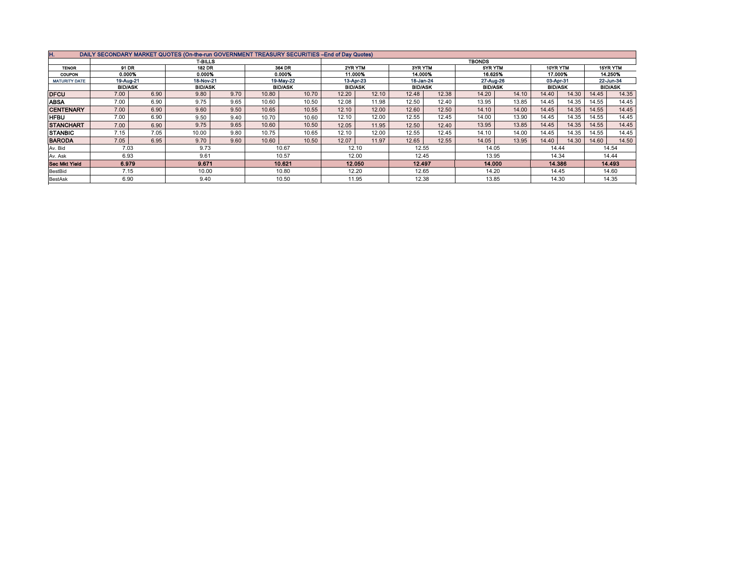## H. DAILY SECONDARY MARKET QUOTES (On-the-run GOVERNMENT TREASURY SECURITIES –End of Day Quotes)

| | T-BILLS | | | | | | TBONDS | | | | | | | | | |
|---|---|---|---|---|---|---|---|---|---|---|---|---|---|---|---|---|
| **TENOR** | **91 DR** | | **182 DR** | | **364 DR** | | **2YR YTM** | | **3YR YTM** | | **5YR YTM** | | **10YR YTM** | | **15YR YTM** | |
| **COUPON** | **0.000%** | | **0.000%** | | **0.000%** | | **11.000%** | | **14.000%** | | **16.625%** | | **17.000%** | | **14.250%** | |
| **MATURITY DATE** | **19-Aug-21** | | **18-Nov-21** | | **19-May-22** | | **13-Apr-23** | | **18-Jan-24** | | **27-Aug-26** | | **03-Apr-31** | | **22-Jun-34** | |
| | **BID/ASK** | | **BID/ASK** | | **BID/ASK** | | **BID/ASK** | | **BID/ASK** | | **BID/ASK** | | **BID/ASK** | | **BID/ASK** | |
| **DFCU** | 7.00 | 6.90 | 9.80 | 9.70 | 10.80 | 10.70 | 12.20 | 12.10 | 12.48 | 12.38 | 14.20 | 14.10 | 14.40 | 14.30 | 14.45 | 14.35 |
| **ABSA** | 7.00 | 6.90 | 9.75 | 9.65 | 10.60 | 10.50 | 12.08 | 11.98 | 12.50 | 12.40 | 13.95 | 13.85 | 14.45 | 14.35 | 14.55 | 14.45 |
| **CENTENARY** | 7.00 | 6.90 | 9.60 | 9.50 | 10.65 | 10.55 | 12.10 | 12.00 | 12.60 | 12.50 | 14.10 | 14.00 | 14.45 | 14.35 | 14.55 | 14.45 |
| **HFBU** | 7.00 | 6.90 | 9.50 | 9.40 | 10.70 | 10.60 | 12.10 | 12.00 | 12.55 | 12.45 | 14.00 | 13.90 | 14.45 | 14.35 | 14.55 | 14.45 |
| **STANCHART** | 7.00 | 6.90 | 9.75 | 9.65 | 10.60 | 10.50 | 12.05 | 11.95 | 12.50 | 12.40 | 13.95 | 13.85 | 14.45 | 14.35 | 14.55 | 14.45 |
| **STANBIC** | 7.15 | 7.05 | 10.00 | 9.80 | 10.75 | 10.65 | 12.10 | 12.00 | 12.55 | 12.45 | 14.10 | 14.00 | 14.45 | 14.35 | 14.55 | 14.45 |
| **BARODA** | 7.05 | 6.95 | 9.70 | 9.60 | 10.60 | 10.50 | 12.07 | 11.97 | 12.65 | 12.55 | 14.05 | 13.95 | 14.40 | 14.30 | 14.60 | 14.50 |
| Av. Bid | 7.03 | | 9.73 | | 10.67 | | 12.10 | | 12.55 | | 14.05 | | 14.44 | | 14.54 | |
| Av. Ask | 6.93 | | 9.61 | | 10.57 | | 12.00 | | 12.45 | | 13.95 | | 14.34 | | 14.44 | |
| **Sec Mkt Yield** | **6.979** | | **9.671** | | **10.621** | | **12.050** | | **12.497** | | **14.000** | | **14.386** | | **14.493** | |
| BestBid | 7.15 | | 10.00 | | 10.80 | | 12.20 | | 12.65 | | 14.20 | | 14.45 | | 14.60 | |
| BestAsk | 6.90 | | 9.40 | | 10.50 | | 11.95 | | 12.38 | | 13.85 | | 14.30 | | 14.35 | |